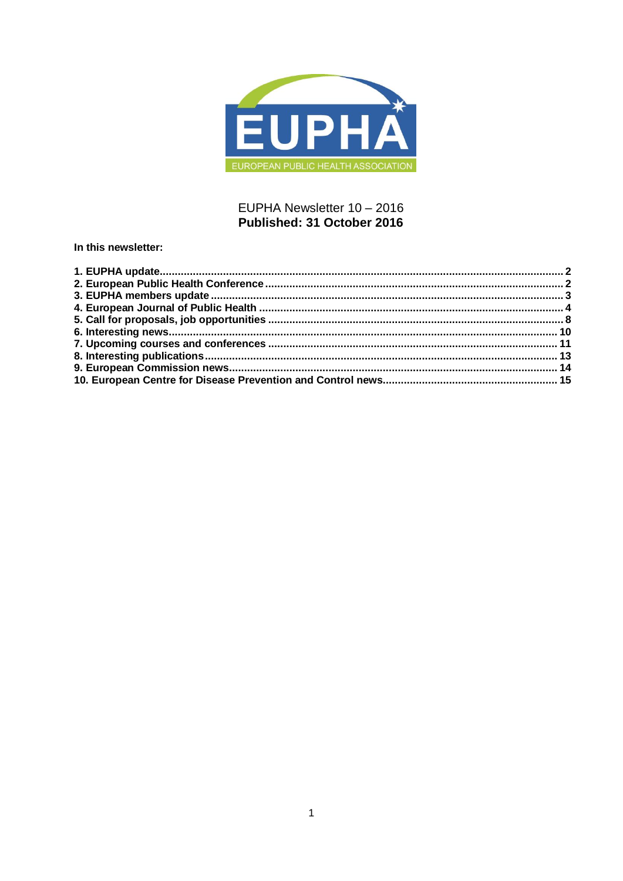EUPHA

EUROPEAN PUBLIC HEALTH ASSOCIATION

EUPHA Newsletter 10 – 2016
**Published: 31 October 2016**

**In this newsletter:**

**1. EUPHA update ... 2**
**2. European Public Health Conference ... 2**
**3. EUPHA members update ... 3**
**4. European Journal of Public Health ... 4**
**5. Call for proposals, job opportunities ... 8**
**6. Interesting news ... 10**
**7. Upcoming courses and conferences ... 11**
**8. Interesting publications ... 13**
**9. European Commission news ... 14**
**10. European Centre for Disease Prevention and Control news ... 15**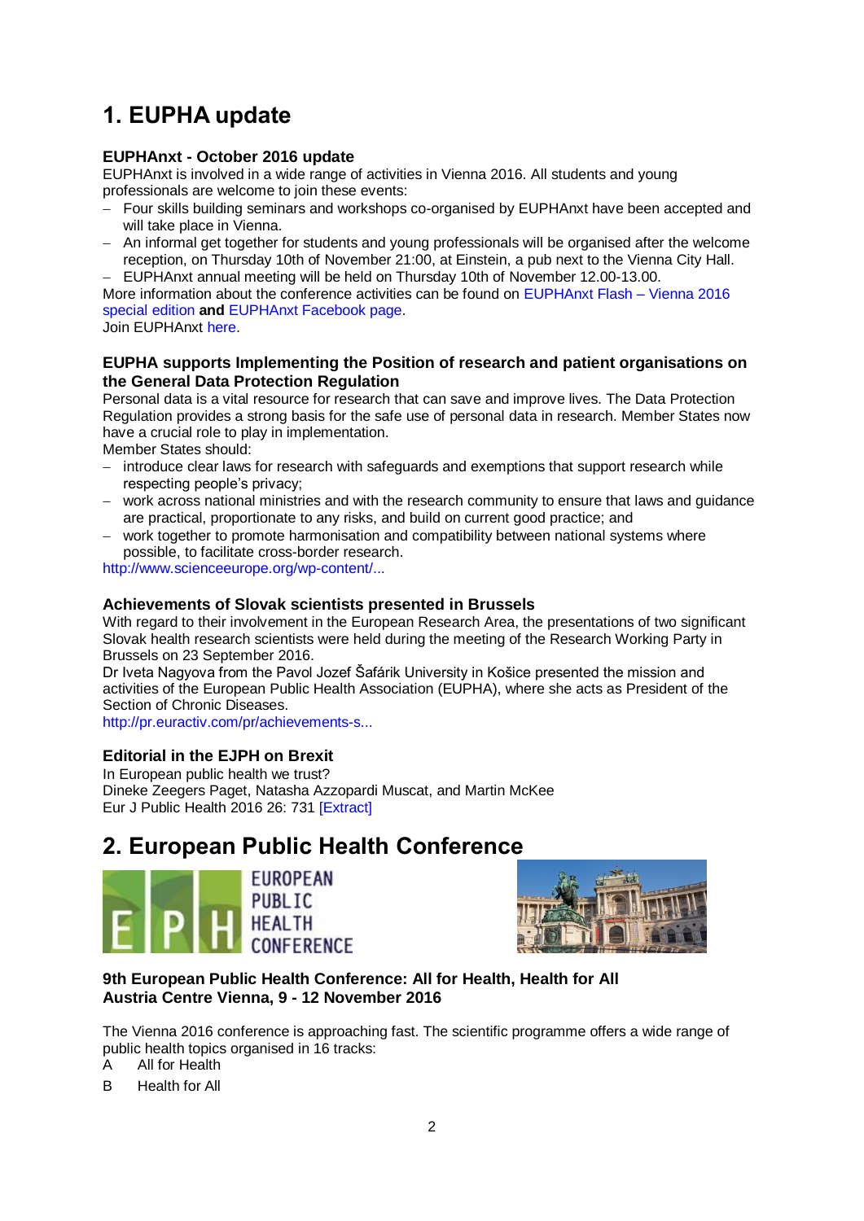# 1. EUPHA update

### EUPHAnxt - October 2016 update

EUPHAnxt is involved in a wide range of activities in Vienna 2016. All students and young professionals are welcome to join these events:

- Four skills building seminars and workshops co-organised by EUPHAnxt have been accepted and will take place in Vienna.
- An informal get together for students and young professionals will be organised after the welcome reception, on Thursday 10th of November 21:00, at Einstein, a pub next to the Vienna City Hall.
- EUPHAnxt annual meeting will be held on Thursday 10th of November 12.00-13.00.

More information about the conference activities can be found on EUPHAnxt Flash – Vienna 2016 special edition **and** EUPHAnxt Facebook page.
Join EUPHAnxt here.

### EUPHA supports Implementing the Position of research and patient organisations on the General Data Protection Regulation

Personal data is a vital resource for research that can save and improve lives. The Data Protection Regulation provides a strong basis for the safe use of personal data in research. Member States now have a crucial role to play in implementation.
Member States should:

- introduce clear laws for research with safeguards and exemptions that support research while respecting people's privacy;
- work across national ministries and with the research community to ensure that laws and guidance are practical, proportionate to any risks, and build on current good practice; and
- work together to promote harmonisation and compatibility between national systems where possible, to facilitate cross-border research.

http://www.scienceeurope.org/wp-content/...

### Achievements of Slovak scientists presented in Brussels

With regard to their involvement in the European Research Area, the presentations of two significant Slovak health research scientists were held during the meeting of the Research Working Party in Brussels on 23 September 2016.
Dr Iveta Nagyova from the Pavol Jozef Šafárik University in Košice presented the mission and activities of the European Public Health Association (EUPHA), where she acts as President of the Section of Chronic Diseases.
http://pr.euractiv.com/pr/achievements-s...

### Editorial in the EJPH on Brexit

In European public health we trust?
Dineke Zeegers Paget, Natasha Azzopardi Muscat, and Martin McKee
Eur J Public Health 2016 26: 731 [Extract]

# 2. European Public Health Conference

### 9th European Public Health Conference: All for Health, Health for All
### Austria Centre Vienna, 9 - 12 November 2016

The Vienna 2016 conference is approaching fast. The scientific programme offers a wide range of public health topics organised in 16 tracks:

A All for Health

B Health for All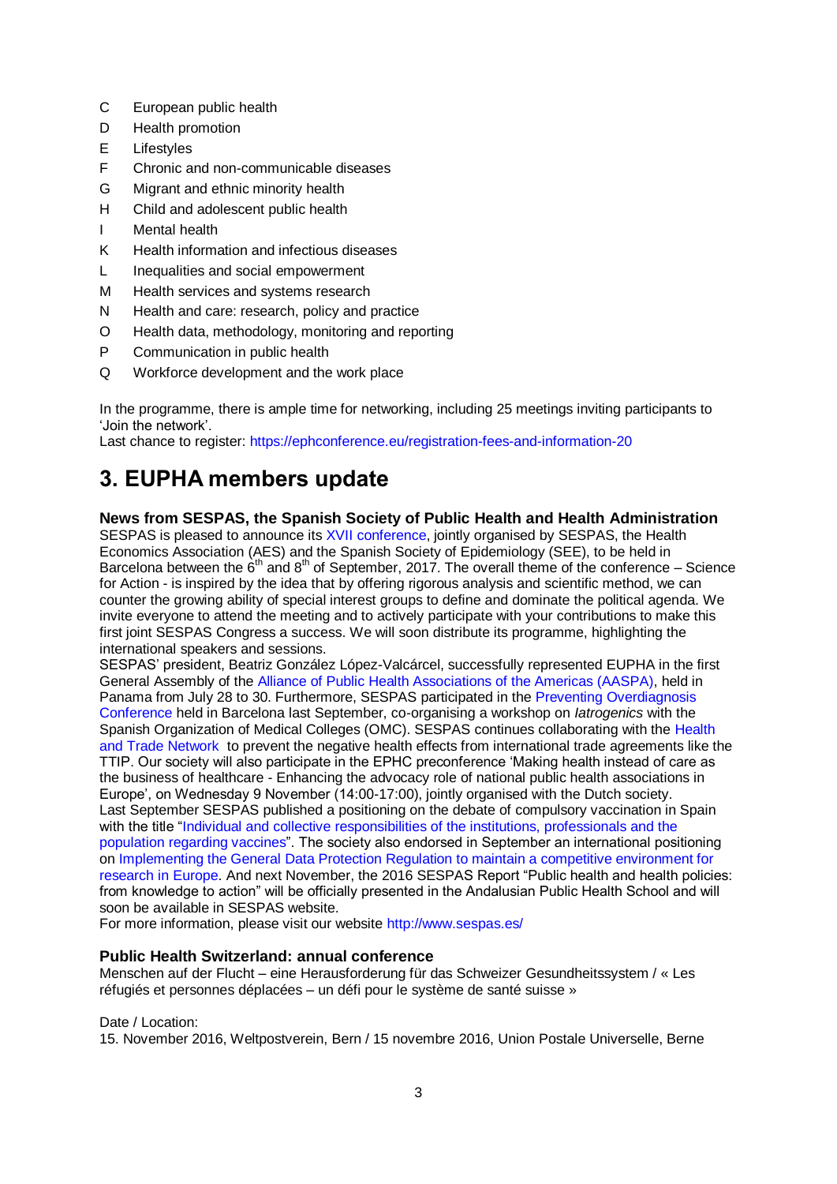- C European public health
- D Health promotion
- E Lifestyles
- F Chronic and non-communicable diseases
- G Migrant and ethnic minority health
- H Child and adolescent public health
- I Mental health
- K Health information and infectious diseases
- L Inequalities and social empowerment
- M Health services and systems research
- N Health and care: research, policy and practice
- O Health data, methodology, monitoring and reporting
- P Communication in public health
- Q Workforce development and the work place

In the programme, there is ample time for networking, including 25 meetings inviting participants to 'Join the network'.
Last chance to register: https://ephconference.eu/registration-fees-and-information-20

# 3. EUPHA members update

### News from SESPAS, the Spanish Society of Public Health and Health Administration

SESPAS is pleased to announce its XVII conference, jointly organised by SESPAS, the Health Economics Association (AES) and the Spanish Society of Epidemiology (SEE), to be held in Barcelona between the 6th and 8th of September, 2017. The overall theme of the conference – Science for Action - is inspired by the idea that by offering rigorous analysis and scientific method, we can counter the growing ability of special interest groups to define and dominate the political agenda. We invite everyone to attend the meeting and to actively participate with your contributions to make this first joint SESPAS Congress a success. We will soon distribute its programme, highlighting the international speakers and sessions.

SESPAS' president, Beatriz González López-Valcárcel, successfully represented EUPHA in the first General Assembly of the Alliance of Public Health Associations of the Americas (AASPA), held in Panama from July 28 to 30. Furthermore, SESPAS participated in the Preventing Overdiagnosis Conference held in Barcelona last September, co-organising a workshop on *Iatrogenics* with the Spanish Organization of Medical Colleges (OMC). SESPAS continues collaborating with the Health and Trade Network to prevent the negative health effects from international trade agreements like the TTIP. Our society will also participate in the EPHC preconference 'Making health instead of care as the business of healthcare - Enhancing the advocacy role of national public health associations in Europe', on Wednesday 9 November (14:00-17:00), jointly organised with the Dutch society.

Last September SESPAS published a positioning on the debate of compulsory vaccination in Spain with the title "Individual and collective responsibilities of the institutions, professionals and the population regarding vaccines". The society also endorsed in September an international positioning on Implementing the General Data Protection Regulation to maintain a competitive environment for research in Europe. And next November, the 2016 SESPAS Report "Public health and health policies: from knowledge to action" will be officially presented in the Andalusian Public Health School and will soon be available in SESPAS website.

For more information, please visit our website http://www.sespas.es/

### Public Health Switzerland: annual conference

Menschen auf der Flucht – eine Herausforderung für das Schweizer Gesundheitssystem / « Les réfugiés et personnes déplacées – un défi pour le système de santé suisse »

Date / Location:
15. November 2016, Weltpostverein, Bern / 15 novembre 2016, Union Postale Universelle, Berne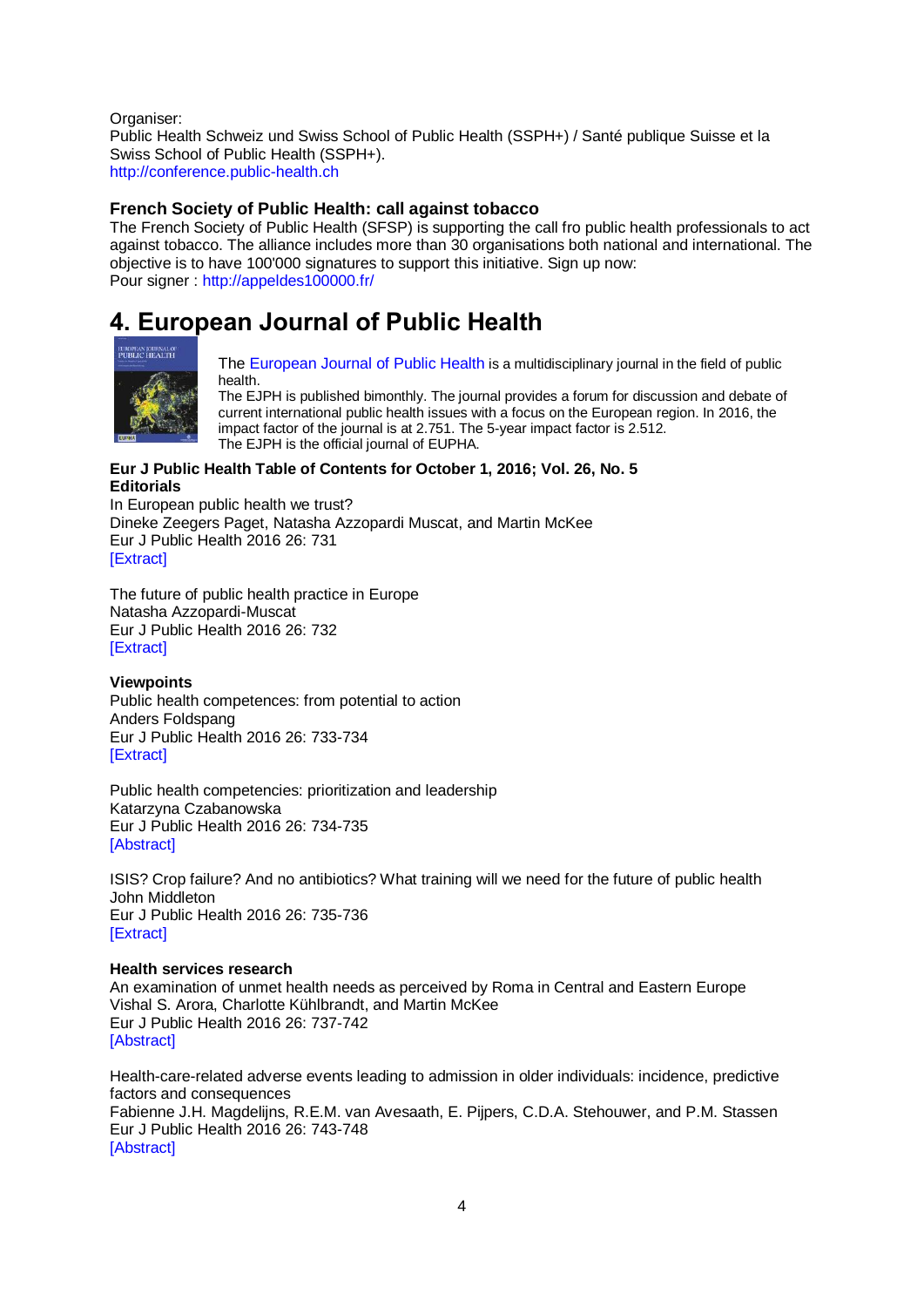Organiser:
Public Health Schweiz und Swiss School of Public Health (SSPH+) / Santé publique Suisse et la Swiss School of Public Health (SSPH+).
http://conference.public-health.ch

**French Society of Public Health: call against tobacco**
The French Society of Public Health (SFSP) is supporting the call fro public health professionals to act against tobacco. The alliance includes more than 30 organisations both national and international. The objective is to have 100'000 signatures to support this initiative. Sign up now:
Pour signer : http://appeldes100000.fr/

# 4. European Journal of Public Health

The European Journal of Public Health is a multidisciplinary journal in the field of public health.
The EJPH is published bimonthly. The journal provides a forum for discussion and debate of current international public health issues with a focus on the European region. In 2016, the impact factor of the journal is at 2.751. The 5-year impact factor is 2.512.
The EJPH is the official journal of EUPHA.

**Eur J Public Health Table of Contents for October 1, 2016; Vol. 26, No. 5**
**Editorials**
In European public health we trust?
Dineke Zeegers Paget, Natasha Azzopardi Muscat, and Martin McKee
Eur J Public Health 2016 26: 731
[Extract]

The future of public health practice in Europe
Natasha Azzopardi-Muscat
Eur J Public Health 2016 26: 732
[Extract]

**Viewpoints**
Public health competences: from potential to action
Anders Foldspang
Eur J Public Health 2016 26: 733-734
[Extract]

Public health competencies: prioritization and leadership
Katarzyna Czabanowska
Eur J Public Health 2016 26: 734-735
[Abstract]

ISIS? Crop failure? And no antibiotics? What training will we need for the future of public health
John Middleton
Eur J Public Health 2016 26: 735-736
[Extract]

**Health services research**
An examination of unmet health needs as perceived by Roma in Central and Eastern Europe
Vishal S. Arora, Charlotte Kühlbrandt, and Martin McKee
Eur J Public Health 2016 26: 737-742
[Abstract]

Health-care-related adverse events leading to admission in older individuals: incidence, predictive factors and consequences
Fabienne J.H. Magdelijns, R.E.M. van Avesaath, E. Pijpers, C.D.A. Stehouwer, and P.M. Stassen
Eur J Public Health 2016 26: 743-748
[Abstract]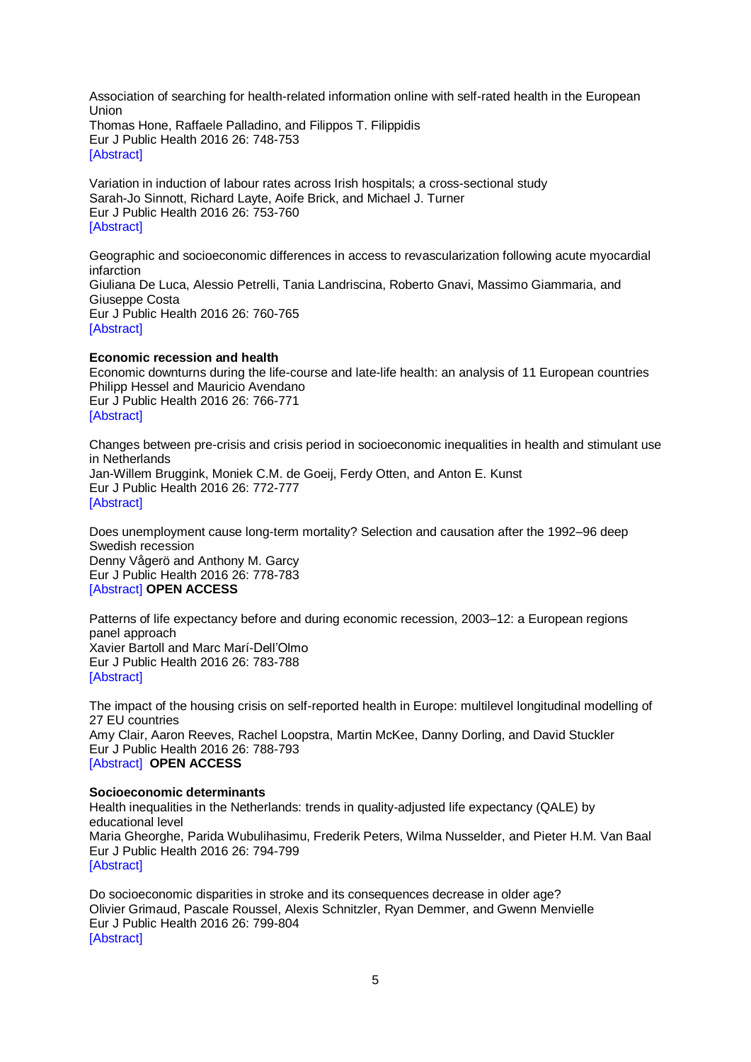Association of searching for health-related information online with self-rated health in the European Union
Thomas Hone, Raffaele Palladino, and Filippos T. Filippidis
Eur J Public Health 2016 26: 748-753
[Abstract]

Variation in induction of labour rates across Irish hospitals; a cross-sectional study
Sarah-Jo Sinnott, Richard Layte, Aoife Brick, and Michael J. Turner
Eur J Public Health 2016 26: 753-760
[Abstract]

Geographic and socioeconomic differences in access to revascularization following acute myocardial infarction
Giuliana De Luca, Alessio Petrelli, Tania Landriscina, Roberto Gnavi, Massimo Giammaria, and Giuseppe Costa
Eur J Public Health 2016 26: 760-765
[Abstract]

**Economic recession and health**
Economic downturns during the life-course and late-life health: an analysis of 11 European countries
Philipp Hessel and Mauricio Avendano
Eur J Public Health 2016 26: 766-771
[Abstract]

Changes between pre-crisis and crisis period in socioeconomic inequalities in health and stimulant use in Netherlands
Jan-Willem Bruggink, Moniek C.M. de Goeij, Ferdy Otten, and Anton E. Kunst
Eur J Public Health 2016 26: 772-777
[Abstract]

Does unemployment cause long-term mortality? Selection and causation after the 1992–96 deep Swedish recession
Denny Vågerö and Anthony M. Garcy
Eur J Public Health 2016 26: 778-783
[Abstract] **OPEN ACCESS**

Patterns of life expectancy before and during economic recession, 2003–12: a European regions panel approach
Xavier Bartoll and Marc Marí-Dell'Olmo
Eur J Public Health 2016 26: 783-788
[Abstract]

The impact of the housing crisis on self-reported health in Europe: multilevel longitudinal modelling of 27 EU countries
Amy Clair, Aaron Reeves, Rachel Loopstra, Martin McKee, Danny Dorling, and David Stuckler
Eur J Public Health 2016 26: 788-793
[Abstract] **OPEN ACCESS**

**Socioeconomic determinants**
Health inequalities in the Netherlands: trends in quality-adjusted life expectancy (QALE) by educational level
Maria Gheorghe, Parida Wubulihasimu, Frederik Peters, Wilma Nusselder, and Pieter H.M. Van Baal
Eur J Public Health 2016 26: 794-799
[Abstract]

Do socioeconomic disparities in stroke and its consequences decrease in older age?
Olivier Grimaud, Pascale Roussel, Alexis Schnitzler, Ryan Demmer, and Gwenn Menvielle
Eur J Public Health 2016 26: 799-804
[Abstract]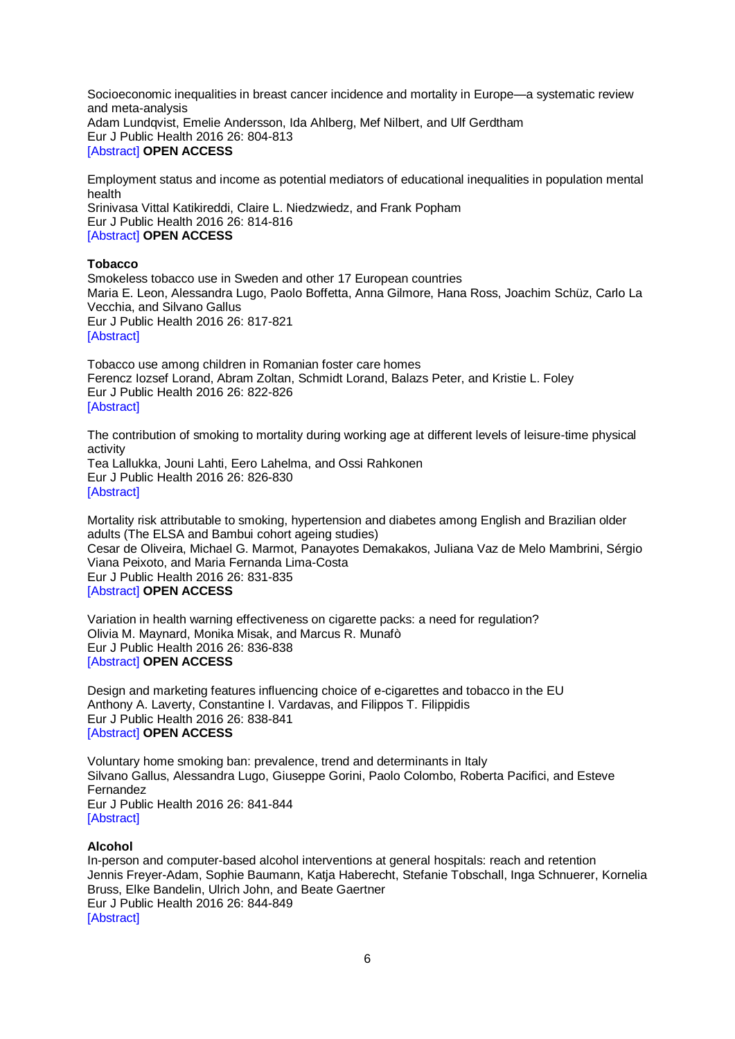Socioeconomic inequalities in breast cancer incidence and mortality in Europe—a systematic review and meta-analysis
Adam Lundqvist, Emelie Andersson, Ida Ahlberg, Mef Nilbert, and Ulf Gerdtham
Eur J Public Health 2016 26: 804-813
[Abstract] **OPEN ACCESS**

Employment status and income as potential mediators of educational inequalities in population mental health
Srinivasa Vittal Katikireddi, Claire L. Niedzwiedz, and Frank Popham
Eur J Public Health 2016 26: 814-816
[Abstract] **OPEN ACCESS**

**Tobacco**

Smokeless tobacco use in Sweden and other 17 European countries
Maria E. Leon, Alessandra Lugo, Paolo Boffetta, Anna Gilmore, Hana Ross, Joachim Schüz, Carlo La Vecchia, and Silvano Gallus
Eur J Public Health 2016 26: 817-821
[Abstract]

Tobacco use among children in Romanian foster care homes
Ferencz Iozsef Lorand, Abram Zoltan, Schmidt Lorand, Balazs Peter, and Kristie L. Foley
Eur J Public Health 2016 26: 822-826
[Abstract]

The contribution of smoking to mortality during working age at different levels of leisure-time physical activity
Tea Lallukka, Jouni Lahti, Eero Lahelma, and Ossi Rahkonen
Eur J Public Health 2016 26: 826-830
[Abstract]

Mortality risk attributable to smoking, hypertension and diabetes among English and Brazilian older adults (The ELSA and Bambui cohort ageing studies)
Cesar de Oliveira, Michael G. Marmot, Panayotes Demakakos, Juliana Vaz de Melo Mambrini, Sérgio Viana Peixoto, and Maria Fernanda Lima-Costa
Eur J Public Health 2016 26: 831-835
[Abstract] **OPEN ACCESS**

Variation in health warning effectiveness on cigarette packs: a need for regulation?
Olivia M. Maynard, Monika Misak, and Marcus R. Munafò
Eur J Public Health 2016 26: 836-838
[Abstract] **OPEN ACCESS**

Design and marketing features influencing choice of e-cigarettes and tobacco in the EU
Anthony A. Laverty, Constantine I. Vardavas, and Filippos T. Filippidis
Eur J Public Health 2016 26: 838-841
[Abstract] **OPEN ACCESS**

Voluntary home smoking ban: prevalence, trend and determinants in Italy
Silvano Gallus, Alessandra Lugo, Giuseppe Gorini, Paolo Colombo, Roberta Pacifici, and Esteve Fernandez
Eur J Public Health 2016 26: 841-844
[Abstract]

**Alcohol**

In-person and computer-based alcohol interventions at general hospitals: reach and retention
Jennis Freyer-Adam, Sophie Baumann, Katja Haberecht, Stefanie Tobschall, Inga Schnuerer, Kornelia Bruss, Elke Bandelin, Ulrich John, and Beate Gaertner
Eur J Public Health 2016 26: 844-849
[Abstract]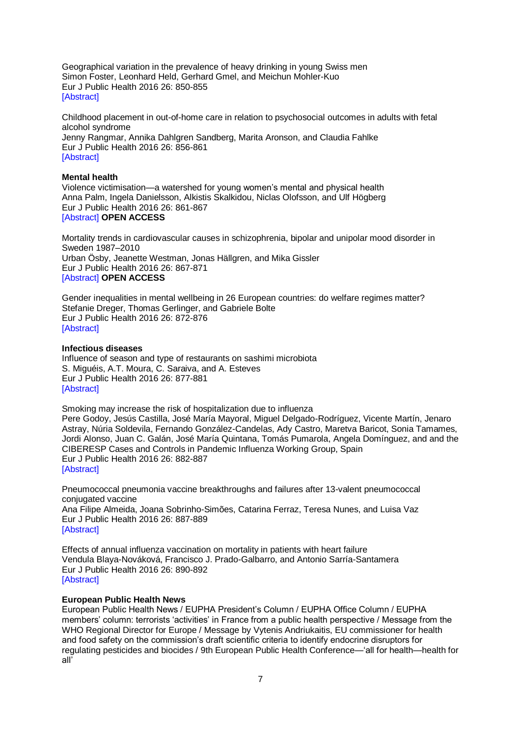Geographical variation in the prevalence of heavy drinking in young Swiss men
Simon Foster, Leonhard Held, Gerhard Gmel, and Meichun Mohler-Kuo
Eur J Public Health 2016 26: 850-855
[Abstract]

Childhood placement in out-of-home care in relation to psychosocial outcomes in adults with fetal alcohol syndrome
Jenny Rangmar, Annika Dahlgren Sandberg, Marita Aronson, and Claudia Fahlke
Eur J Public Health 2016 26: 856-861
[Abstract]

**Mental health**
Violence victimisation—a watershed for young women's mental and physical health
Anna Palm, Ingela Danielsson, Alkistis Skalkidou, Niclas Olofsson, and Ulf Högberg
Eur J Public Health 2016 26: 861-867
[Abstract] **OPEN ACCESS**

Mortality trends in cardiovascular causes in schizophrenia, bipolar and unipolar mood disorder in Sweden 1987–2010
Urban Ösby, Jeanette Westman, Jonas Hällgren, and Mika Gissler
Eur J Public Health 2016 26: 867-871
[Abstract] **OPEN ACCESS**

Gender inequalities in mental wellbeing in 26 European countries: do welfare regimes matter?
Stefanie Dreger, Thomas Gerlinger, and Gabriele Bolte
Eur J Public Health 2016 26: 872-876
[Abstract]

**Infectious diseases**
Influence of season and type of restaurants on sashimi microbiota
S. Miguéis, A.T. Moura, C. Saraiva, and A. Esteves
Eur J Public Health 2016 26: 877-881
[Abstract]

Smoking may increase the risk of hospitalization due to influenza
Pere Godoy, Jesús Castilla, José María Mayoral, Miguel Delgado-Rodríguez, Vicente Martín, Jenaro Astray, Núria Soldevila, Fernando González-Candelas, Ady Castro, Maretva Baricot, Sonia Tamames, Jordi Alonso, Juan C. Galán, José María Quintana, Tomás Pumarola, Angela Domínguez, and and the CIBERESP Cases and Controls in Pandemic Influenza Working Group, Spain
Eur J Public Health 2016 26: 882-887
[Abstract]

Pneumococcal pneumonia vaccine breakthroughs and failures after 13-valent pneumococcal conjugated vaccine
Ana Filipe Almeida, Joana Sobrinho-Simões, Catarina Ferraz, Teresa Nunes, and Luisa Vaz
Eur J Public Health 2016 26: 887-889
[Abstract]

Effects of annual influenza vaccination on mortality in patients with heart failure
Vendula Blaya-Nováková, Francisco J. Prado-Galbarro, and Antonio Sarría-Santamera
Eur J Public Health 2016 26: 890-892
[Abstract]

**European Public Health News**
European Public Health News / EUPHA President's Column / EUPHA Office Column / EUPHA members' column: terrorists 'activities' in France from a public health perspective / Message from the WHO Regional Director for Europe / Message by Vytenis Andriukaitis, EU commissioner for health and food safety on the commission's draft scientific criteria to identify endocrine disruptors for regulating pesticides and biocides / 9th European Public Health Conference—'all for health—health for all'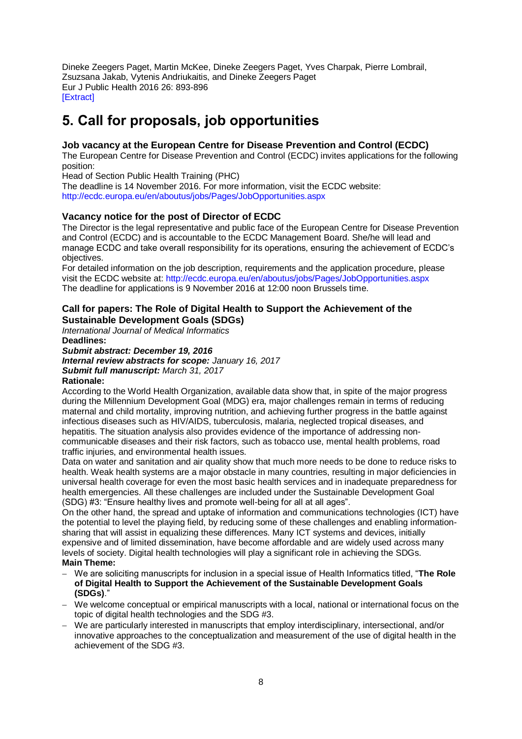Dineke Zeegers Paget, Martin McKee, Dineke Zeegers Paget, Yves Charpak, Pierre Lombrail, Zsuzsana Jakab, Vytenis Andriukaitis, and Dineke Zeegers Paget
Eur J Public Health 2016 26: 893-896
[Extract]

# 5. Call for proposals, job opportunities

### Job vacancy at the European Centre for Disease Prevention and Control (ECDC)

The European Centre for Disease Prevention and Control (ECDC) invites applications for the following position:
Head of Section Public Health Training (PHC)
The deadline is 14 November 2016. For more information, visit the ECDC website:
http://ecdc.europa.eu/en/aboutus/jobs/Pages/JobOpportunities.aspx

### Vacancy notice for the post of Director of ECDC

The Director is the legal representative and public face of the European Centre for Disease Prevention and Control (ECDC) and is accountable to the ECDC Management Board. She/he will lead and manage ECDC and take overall responsibility for its operations, ensuring the achievement of ECDC's objectives.
For detailed information on the job description, requirements and the application procedure, please visit the ECDC website at: http://ecdc.europa.eu/en/aboutus/jobs/Pages/JobOpportunities.aspx
The deadline for applications is 9 November 2016 at 12:00 noon Brussels time.

### Call for papers: The Role of Digital Health to Support the Achievement of the Sustainable Development Goals (SDGs)

*International Journal of Medical Informatics*
**Deadlines:**
***Submit abstract: December 19, 2016***
***Internal review abstracts for scope:*** *January 16, 2017*
***Submit full manuscript:*** *March 31, 2017*
**Rationale:**
According to the World Health Organization, available data show that, in spite of the major progress during the Millennium Development Goal (MDG) era, major challenges remain in terms of reducing maternal and child mortality, improving nutrition, and achieving further progress in the battle against infectious diseases such as HIV/AIDS, tuberculosis, malaria, neglected tropical diseases, and hepatitis. The situation analysis also provides evidence of the importance of addressing non-communicable diseases and their risk factors, such as tobacco use, mental health problems, road traffic injuries, and environmental health issues.
Data on water and sanitation and air quality show that much more needs to be done to reduce risks to health. Weak health systems are a major obstacle in many countries, resulting in major deficiencies in universal health coverage for even the most basic health services and in inadequate preparedness for health emergencies. All these challenges are included under the Sustainable Development Goal (SDG) #3: "Ensure healthy lives and promote well-being for all at all ages".
On the other hand, the spread and uptake of information and communications technologies (ICT) have the potential to level the playing field, by reducing some of these challenges and enabling information-sharing that will assist in equalizing these differences. Many ICT systems and devices, initially expensive and of limited dissemination, have become affordable and are widely used across many levels of society. Digital health technologies will play a significant role in achieving the SDGs.
**Main Theme:**

- We are soliciting manuscripts for inclusion in a special issue of Health Informatics titled, "**The Role of Digital Health to Support the Achievement of the Sustainable Development Goals (SDGs)**."
- We welcome conceptual or empirical manuscripts with a local, national or international focus on the topic of digital health technologies and the SDG #3.
- We are particularly interested in manuscripts that employ interdisciplinary, intersectional, and/or innovative approaches to the conceptualization and measurement of the use of digital health in the achievement of the SDG #3.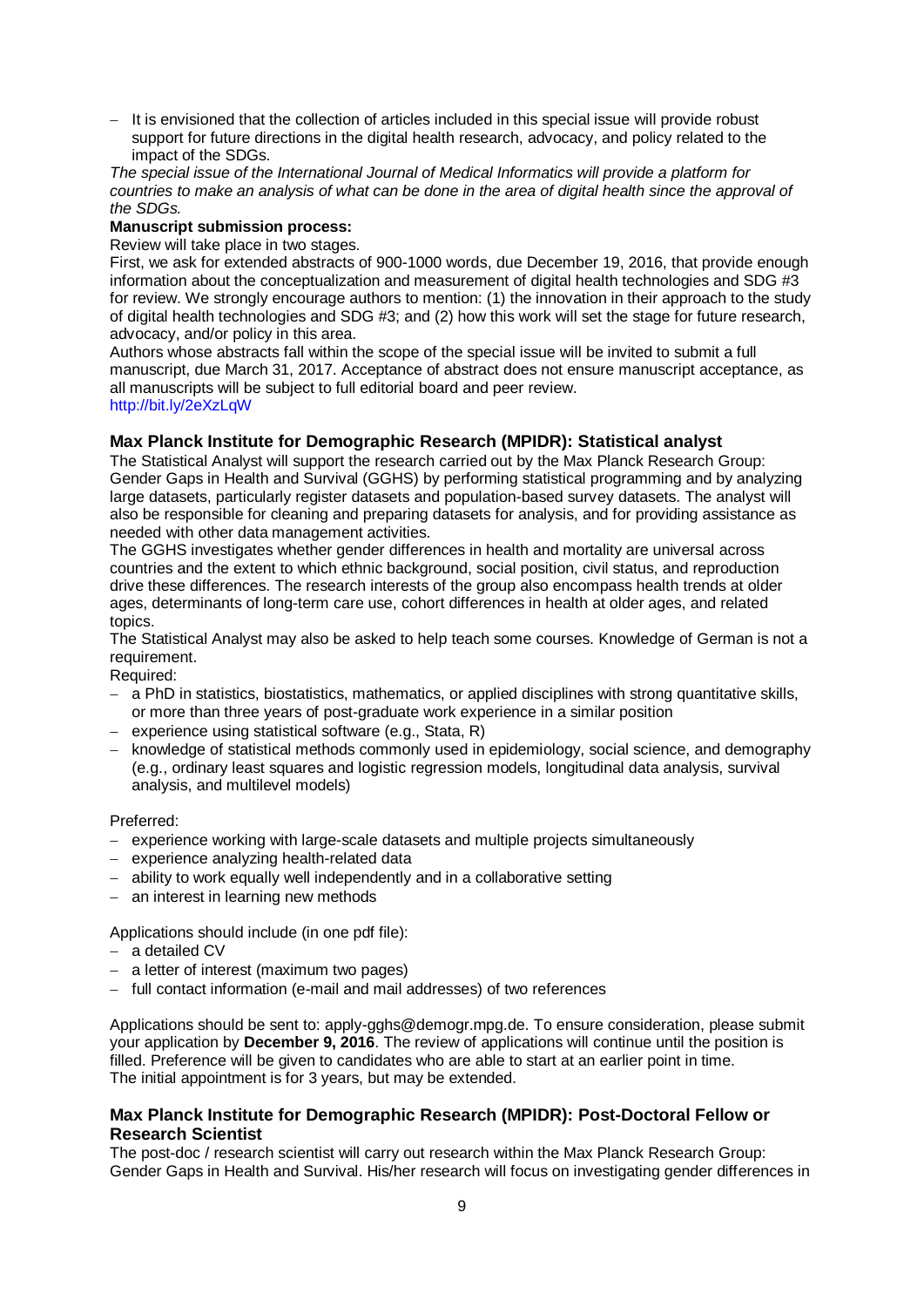- It is envisioned that the collection of articles included in this special issue will provide robust support for future directions in the digital health research, advocacy, and policy related to the impact of the SDGs.

*The special issue of the International Journal of Medical Informatics will provide a platform for countries to make an analysis of what can be done in the area of digital health since the approval of the SDGs.*

**Manuscript submission process:**

Review will take place in two stages.

First, we ask for extended abstracts of 900-1000 words, due December 19, 2016, that provide enough information about the conceptualization and measurement of digital health technologies and SDG #3 for review. We strongly encourage authors to mention: (1) the innovation in their approach to the study of digital health technologies and SDG #3; and (2) how this work will set the stage for future research, advocacy, and/or policy in this area.

Authors whose abstracts fall within the scope of the special issue will be invited to submit a full manuscript, due March 31, 2017. Acceptance of abstract does not ensure manuscript acceptance, as all manuscripts will be subject to full editorial board and peer review.

http://bit.ly/2eXzLqW

### Max Planck Institute for Demographic Research (MPIDR): Statistical analyst

The Statistical Analyst will support the research carried out by the Max Planck Research Group: Gender Gaps in Health and Survival (GGHS) by performing statistical programming and by analyzing large datasets, particularly register datasets and population-based survey datasets. The analyst will also be responsible for cleaning and preparing datasets for analysis, and for providing assistance as needed with other data management activities.

The GGHS investigates whether gender differences in health and mortality are universal across countries and the extent to which ethnic background, social position, civil status, and reproduction drive these differences. The research interests of the group also encompass health trends at older ages, determinants of long-term care use, cohort differences in health at older ages, and related topics.

The Statistical Analyst may also be asked to help teach some courses. Knowledge of German is not a requirement.

Required:

- a PhD in statistics, biostatistics, mathematics, or applied disciplines with strong quantitative skills, or more than three years of post-graduate work experience in a similar position
- experience using statistical software (e.g., Stata, R)
- knowledge of statistical methods commonly used in epidemiology, social science, and demography (e.g., ordinary least squares and logistic regression models, longitudinal data analysis, survival analysis, and multilevel models)

Preferred:

- experience working with large-scale datasets and multiple projects simultaneously
- experience analyzing health-related data
- ability to work equally well independently and in a collaborative setting
- an interest in learning new methods

Applications should include (in one pdf file):

- a detailed CV
- a letter of interest (maximum two pages)
- full contact information (e-mail and mail addresses) of two references

Applications should be sent to: apply-gghs@demogr.mpg.de. To ensure consideration, please submit your application by **December 9, 2016**. The review of applications will continue until the position is filled. Preference will be given to candidates who are able to start at an earlier point in time.
The initial appointment is for 3 years, but may be extended.

### Max Planck Institute for Demographic Research (MPIDR): Post-Doctoral Fellow or Research Scientist

The post-doc / research scientist will carry out research within the Max Planck Research Group: Gender Gaps in Health and Survival. His/her research will focus on investigating gender differences in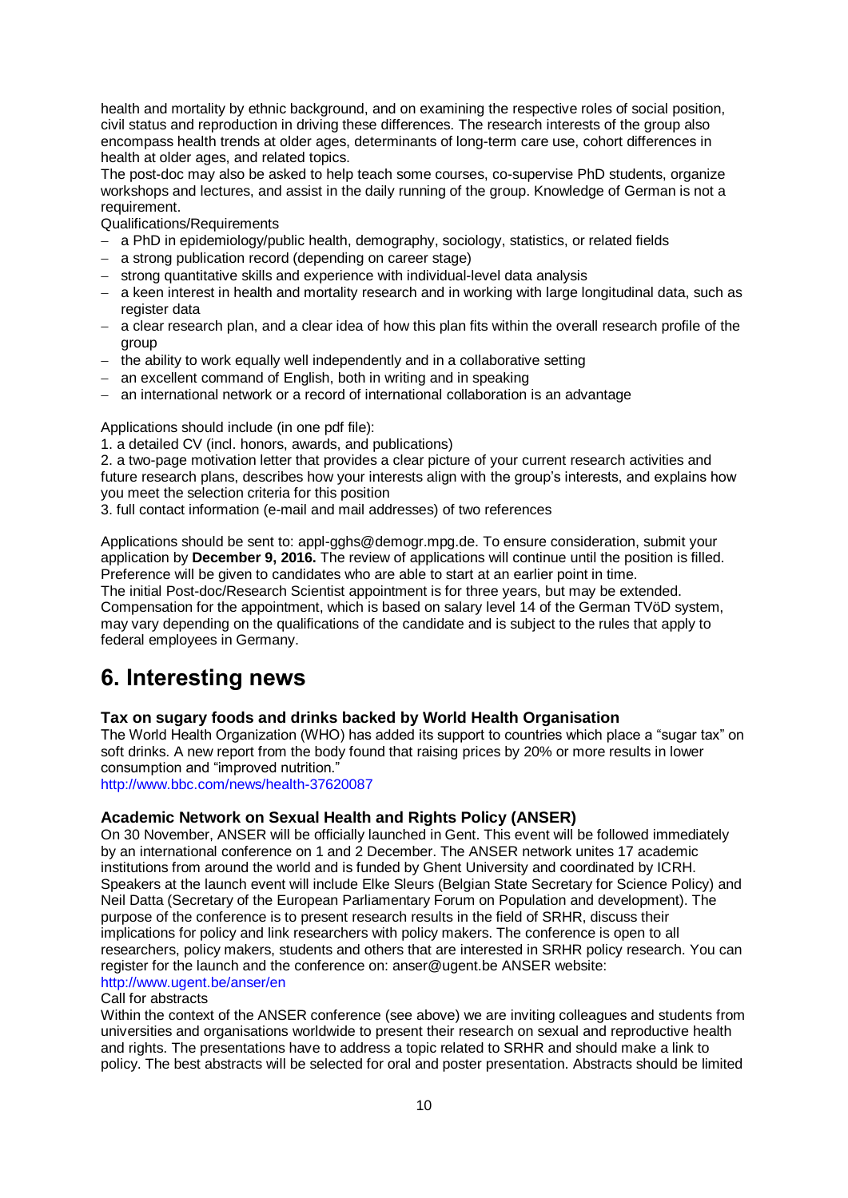health and mortality by ethnic background, and on examining the respective roles of social position, civil status and reproduction in driving these differences. The research interests of the group also encompass health trends at older ages, determinants of long-term care use, cohort differences in health at older ages, and related topics.

The post-doc may also be asked to help teach some courses, co-supervise PhD students, organize workshops and lectures, and assist in the daily running of the group. Knowledge of German is not a requirement.

Qualifications/Requirements

- a PhD in epidemiology/public health, demography, sociology, statistics, or related fields
- a strong publication record (depending on career stage)
- strong quantitative skills and experience with individual-level data analysis
- a keen interest in health and mortality research and in working with large longitudinal data, such as register data
- a clear research plan, and a clear idea of how this plan fits within the overall research profile of the group
- the ability to work equally well independently and in a collaborative setting
- an excellent command of English, both in writing and in speaking
- an international network or a record of international collaboration is an advantage

Applications should include (in one pdf file):

1. a detailed CV (incl. honors, awards, and publications)
2. a two-page motivation letter that provides a clear picture of your current research activities and future research plans, describes how your interests align with the group's interests, and explains how you meet the selection criteria for this position
3. full contact information (e-mail and mail addresses) of two references

Applications should be sent to: appl-gghs@demogr.mpg.de. To ensure consideration, submit your application by **December 9, 2016.** The review of applications will continue until the position is filled. Preference will be given to candidates who are able to start at an earlier point in time.

The initial Post-doc/Research Scientist appointment is for three years, but may be extended. Compensation for the appointment, which is based on salary level 14 of the German TVöD system, may vary depending on the qualifications of the candidate and is subject to the rules that apply to federal employees in Germany.

# 6. Interesting news

### Tax on sugary foods and drinks backed by World Health Organisation

The World Health Organization (WHO) has added its support to countries which place a "sugar tax" on soft drinks. A new report from the body found that raising prices by 20% or more results in lower consumption and "improved nutrition."

http://www.bbc.com/news/health-37620087

### Academic Network on Sexual Health and Rights Policy (ANSER)

On 30 November, ANSER will be officially launched in Gent. This event will be followed immediately by an international conference on 1 and 2 December. The ANSER network unites 17 academic institutions from around the world and is funded by Ghent University and coordinated by ICRH. Speakers at the launch event will include Elke Sleurs (Belgian State Secretary for Science Policy) and Neil Datta (Secretary of the European Parliamentary Forum on Population and development). The purpose of the conference is to present research results in the field of SRHR, discuss their implications for policy and link researchers with policy makers. The conference is open to all researchers, policy makers, students and others that are interested in SRHR policy research. You can register for the launch and the conference on: anser@ugent.be ANSER website:

http://www.ugent.be/anser/en

Call for abstracts

Within the context of the ANSER conference (see above) we are inviting colleagues and students from universities and organisations worldwide to present their research on sexual and reproductive health and rights. The presentations have to address a topic related to SRHR and should make a link to policy. The best abstracts will be selected for oral and poster presentation. Abstracts should be limited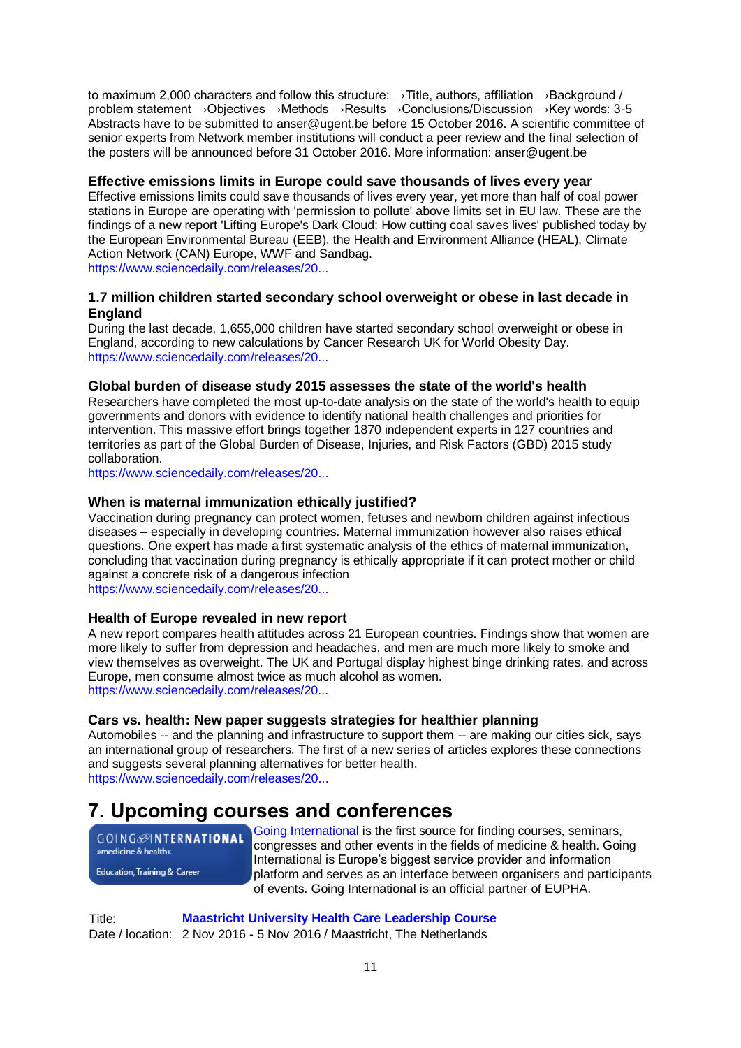to maximum 2,000 characters and follow this structure: →Title, authors, affiliation →Background / problem statement →Objectives →Methods →Results →Conclusions/Discussion →Key words: 3-5 Abstracts have to be submitted to anser@ugent.be before 15 October 2016. A scientific committee of senior experts from Network member institutions will conduct a peer review and the final selection of the posters will be announced before 31 October 2016. More information: anser@ugent.be

### Effective emissions limits in Europe could save thousands of lives every year

Effective emissions limits could save thousands of lives every year, yet more than half of coal power stations in Europe are operating with 'permission to pollute' above limits set in EU law. These are the findings of a new report 'Lifting Europe's Dark Cloud: How cutting coal saves lives' published today by the European Environmental Bureau (EEB), the Health and Environment Alliance (HEAL), Climate Action Network (CAN) Europe, WWF and Sandbag.
https://www.sciencedaily.com/releases/20...

### 1.7 million children started secondary school overweight or obese in last decade in England

During the last decade, 1,655,000 children have started secondary school overweight or obese in England, according to new calculations by Cancer Research UK for World Obesity Day.
https://www.sciencedaily.com/releases/20...

### Global burden of disease study 2015 assesses the state of the world's health

Researchers have completed the most up-to-date analysis on the state of the world's health to equip governments and donors with evidence to identify national health challenges and priorities for intervention. This massive effort brings together 1870 independent experts in 127 countries and territories as part of the Global Burden of Disease, Injuries, and Risk Factors (GBD) 2015 study collaboration.
https://www.sciencedaily.com/releases/20...

### When is maternal immunization ethically justified?

Vaccination during pregnancy can protect women, fetuses and newborn children against infectious diseases – especially in developing countries. Maternal immunization however also raises ethical questions. One expert has made a first systematic analysis of the ethics of maternal immunization, concluding that vaccination during pregnancy is ethically appropriate if it can protect mother or child against a concrete risk of a dangerous infection
https://www.sciencedaily.com/releases/20...

### Health of Europe revealed in new report

A new report compares health attitudes across 21 European countries. Findings show that women are more likely to suffer from depression and headaches, and men are much more likely to smoke and view themselves as overweight. The UK and Portugal display highest binge drinking rates, and across Europe, men consume almost twice as much alcohol as women.
https://www.sciencedaily.com/releases/20...

### Cars vs. health: New paper suggests strategies for healthier planning

Automobiles -- and the planning and infrastructure to support them -- are making our cities sick, says an international group of researchers. The first of a new series of articles explores these connections and suggests several planning alternatives for better health.
https://www.sciencedaily.com/releases/20...

## 7. Upcoming courses and conferences

GOING INTERNATIONAL »medicine & health« Education, Training & Career

Going International is the first source for finding courses, seminars, congresses and other events in the fields of medicine & health. Going International is Europe's biggest service provider and information platform and serves as an interface between organisers and participants of events. Going International is an official partner of EUPHA.

Title: **Maastricht University Health Care Leadership Course**
Date / location: 2 Nov 2016 - 5 Nov 2016 / Maastricht, The Netherlands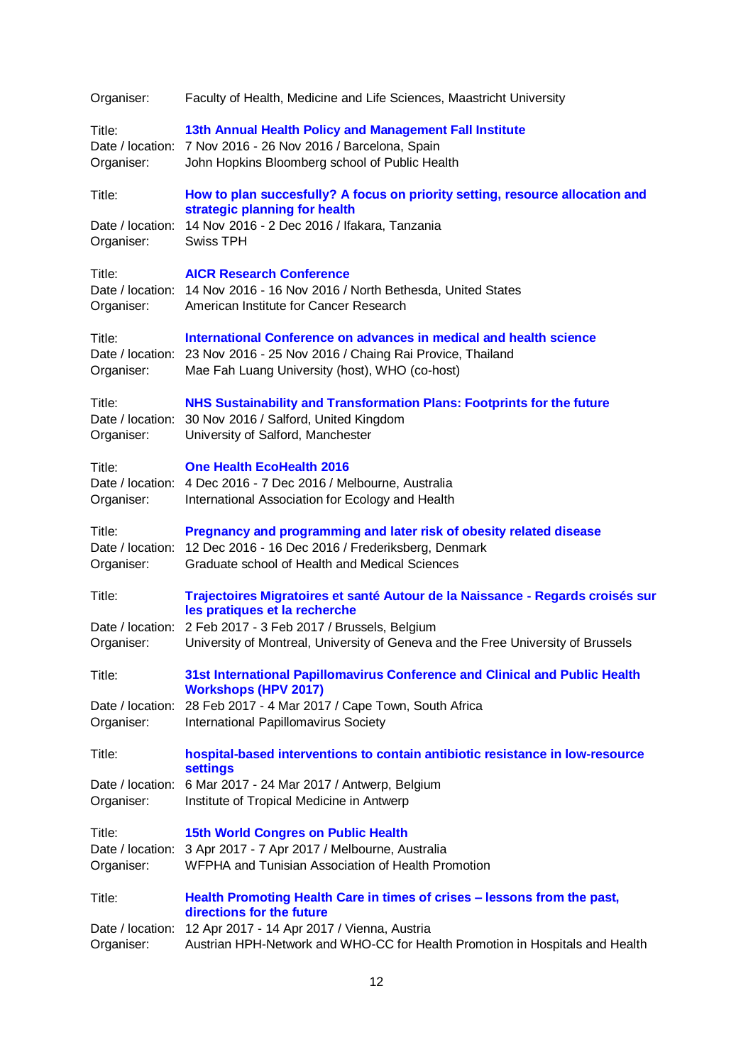Organiser: Faculty of Health, Medicine and Life Sciences, Maastricht University

Title: **13th Annual Health Policy and Management Fall Institute**
Date / location: 7 Nov 2016 - 26 Nov 2016 / Barcelona, Spain
Organiser: John Hopkins Bloomberg school of Public Health

Title: **How to plan succesfully? A focus on priority setting, resource allocation and strategic planning for health**
Date / location: 14 Nov 2016 - 2 Dec 2016 / Ifakara, Tanzania
Organiser: Swiss TPH

Title: **AICR Research Conference**
Date / location: 14 Nov 2016 - 16 Nov 2016 / North Bethesda, United States
Organiser: American Institute for Cancer Research

Title: **International Conference on advances in medical and health science**
Date / location: 23 Nov 2016 - 25 Nov 2016 / Chaing Rai Provice, Thailand
Organiser: Mae Fah Luang University (host), WHO (co-host)

Title: **NHS Sustainability and Transformation Plans: Footprints for the future**
Date / location: 30 Nov 2016 / Salford, United Kingdom
Organiser: University of Salford, Manchester

Title: **One Health EcoHealth 2016**
Date / location: 4 Dec 2016 - 7 Dec 2016 / Melbourne, Australia
Organiser: International Association for Ecology and Health

Title: **Pregnancy and programming and later risk of obesity related disease**
Date / location: 12 Dec 2016 - 16 Dec 2016 / Frederiksberg, Denmark
Organiser: Graduate school of Health and Medical Sciences

Title: **Trajectoires Migratoires et santé Autour de la Naissance - Regards croisés sur les pratiques et la recherche**
Date / location: 2 Feb 2017 - 3 Feb 2017 / Brussels, Belgium
Organiser: University of Montreal, University of Geneva and the Free University of Brussels

Title: **31st International Papillomavirus Conference and Clinical and Public Health Workshops (HPV 2017)**
Date / location: 28 Feb 2017 - 4 Mar 2017 / Cape Town, South Africa
Organiser: International Papillomavirus Society

Title: **hospital-based interventions to contain antibiotic resistance in low-resource settings**
Date / location: 6 Mar 2017 - 24 Mar 2017 / Antwerp, Belgium
Organiser: Institute of Tropical Medicine in Antwerp

Title: **15th World Congres on Public Health**
Date / location: 3 Apr 2017 - 7 Apr 2017 / Melbourne, Australia
Organiser: WFPHA and Tunisian Association of Health Promotion

Title: **Health Promoting Health Care in times of crises – lessons from the past, directions for the future**
Date / location: 12 Apr 2017 - 14 Apr 2017 / Vienna, Austria
Organiser: Austrian HPH-Network and WHO-CC for Health Promotion in Hospitals and Health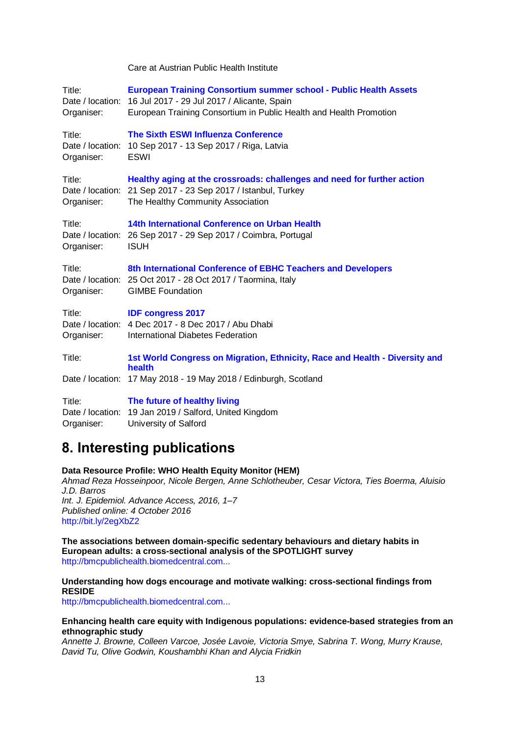Care at Austrian Public Health Institute

Title: **European Training Consortium summer school - Public Health Assets**
Date / location: 16 Jul 2017 - 29 Jul 2017 / Alicante, Spain
Organiser: European Training Consortium in Public Health and Health Promotion

Title: **The Sixth ESWI Influenza Conference**
Date / location: 10 Sep 2017 - 13 Sep 2017 / Riga, Latvia
Organiser: ESWI

Title: **Healthy aging at the crossroads: challenges and need for further action**
Date / location: 21 Sep 2017 - 23 Sep 2017 / Istanbul, Turkey
Organiser: The Healthy Community Association

Title: **14th International Conference on Urban Health**
Date / location: 26 Sep 2017 - 29 Sep 2017 / Coimbra, Portugal
Organiser: ISUH

Title: **8th International Conference of EBHC Teachers and Developers**
Date / location: 25 Oct 2017 - 28 Oct 2017 / Taormina, Italy
Organiser: GIMBE Foundation

Title: **IDF congress 2017**
Date / location: 4 Dec 2017 - 8 Dec 2017 / Abu Dhabi
Organiser: International Diabetes Federation

Title: **1st World Congress on Migration, Ethnicity, Race and Health - Diversity and health**
Date / location: 17 May 2018 - 19 May 2018 / Edinburgh, Scotland

Title: **The future of healthy living**
Date / location: 19 Jan 2019 / Salford, United Kingdom
Organiser: University of Salford

## 8. Interesting publications

**Data Resource Profile: WHO Health Equity Monitor (HEM)**
*Ahmad Reza Hosseinpoor, Nicole Bergen, Anne Schlotheuber, Cesar Victora, Ties Boerma, Aluisio J.D. Barros*
*Int. J. Epidemiol. Advance Access, 2016, 1–7*
*Published online: 4 October 2016*
http://bit.ly/2egXbZ2

**The associations between domain-specific sedentary behaviours and dietary habits in European adults: a cross-sectional analysis of the SPOTLIGHT survey**
http://bmcpublichealth.biomedcentral.com...

**Understanding how dogs encourage and motivate walking: cross-sectional findings from RESIDE**
http://bmcpublichealth.biomedcentral.com...

**Enhancing health care equity with Indigenous populations: evidence-based strategies from an ethnographic study**
*Annette J. Browne, Colleen Varcoe, Josée Lavoie, Victoria Smye, Sabrina T. Wong, Murry Krause, David Tu, Olive Godwin, Koushambhi Khan and Alycia Fridkin*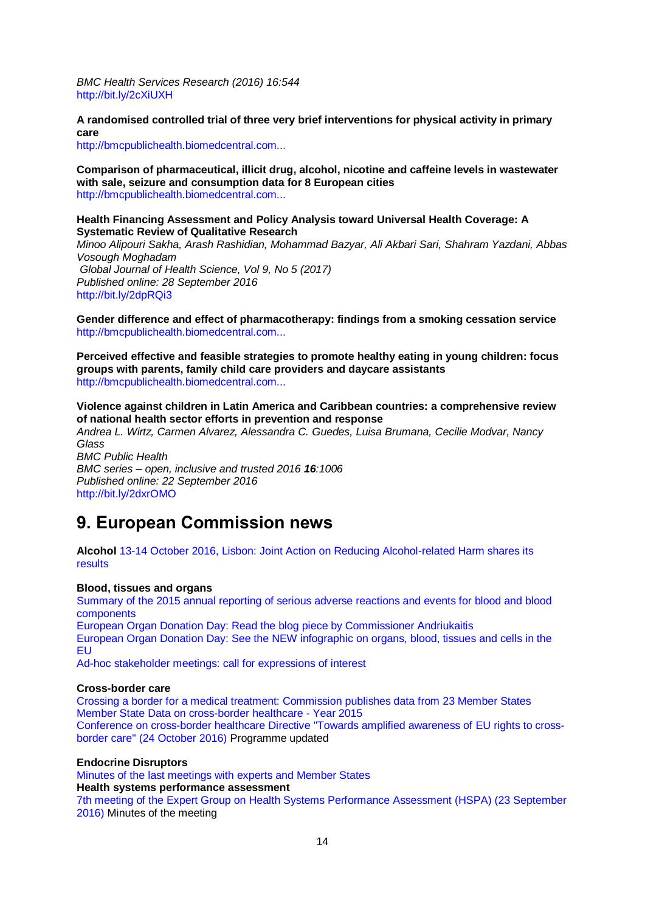*BMC Health Services Research (2016) 16:544*
http://bit.ly/2cXiUXH

**A randomised controlled trial of three very brief interventions for physical activity in primary care**
http://bmcpublichealth.biomedcentral.com...

**Comparison of pharmaceutical, illicit drug, alcohol, nicotine and caffeine levels in wastewater with sale, seizure and consumption data for 8 European cities**
http://bmcpublichealth.biomedcentral.com...

**Health Financing Assessment and Policy Analysis toward Universal Health Coverage: A Systematic Review of Qualitative Research**
*Minoo Alipouri Sakha, Arash Rashidian, Mohammad Bazyar, Ali Akbari Sari, Shahram Yazdani, Abbas Vosough Moghadam*
*Global Journal of Health Science, Vol 9, No 5 (2017)*
*Published online: 28 September 2016*
http://bit.ly/2dpRQi3

**Gender difference and effect of pharmacotherapy: findings from a smoking cessation service**
http://bmcpublichealth.biomedcentral.com...

**Perceived effective and feasible strategies to promote healthy eating in young children: focus groups with parents, family child care providers and daycare assistants**
http://bmcpublichealth.biomedcentral.com...

**Violence against children in Latin America and Caribbean countries: a comprehensive review of national health sector efforts in prevention and response**
*Andrea L. Wirtz, Carmen Alvarez, Alessandra C. Guedes, Luisa Brumana, Cecilie Modvar, Nancy Glass*
*BMC Public Health*
*BMC series – open, inclusive and trusted 2016* ***16****:1006*
*Published online: 22 September 2016*
http://bit.ly/2dxrOMO

# 9. European Commission news

**Alcohol** 13-14 October 2016, Lisbon: Joint Action on Reducing Alcohol-related Harm shares its results

**Blood, tissues and organs**
Summary of the 2015 annual reporting of serious adverse reactions and events for blood and blood components
European Organ Donation Day: Read the blog piece by Commissioner Andriukaitis
European Organ Donation Day: See the NEW infographic on organs, blood, tissues and cells in the EU
Ad-hoc stakeholder meetings: call for expressions of interest

**Cross-border care**
Crossing a border for a medical treatment: Commission publishes data from 23 Member States
Member State Data on cross-border healthcare - Year 2015
Conference on cross-border healthcare Directive "Towards amplified awareness of EU rights to cross-border care" (24 October 2016) Programme updated

**Endocrine Disruptors**
Minutes of the last meetings with experts and Member States
**Health systems performance assessment**
7th meeting of the Expert Group on Health Systems Performance Assessment (HSPA) (23 September 2016) Minutes of the meeting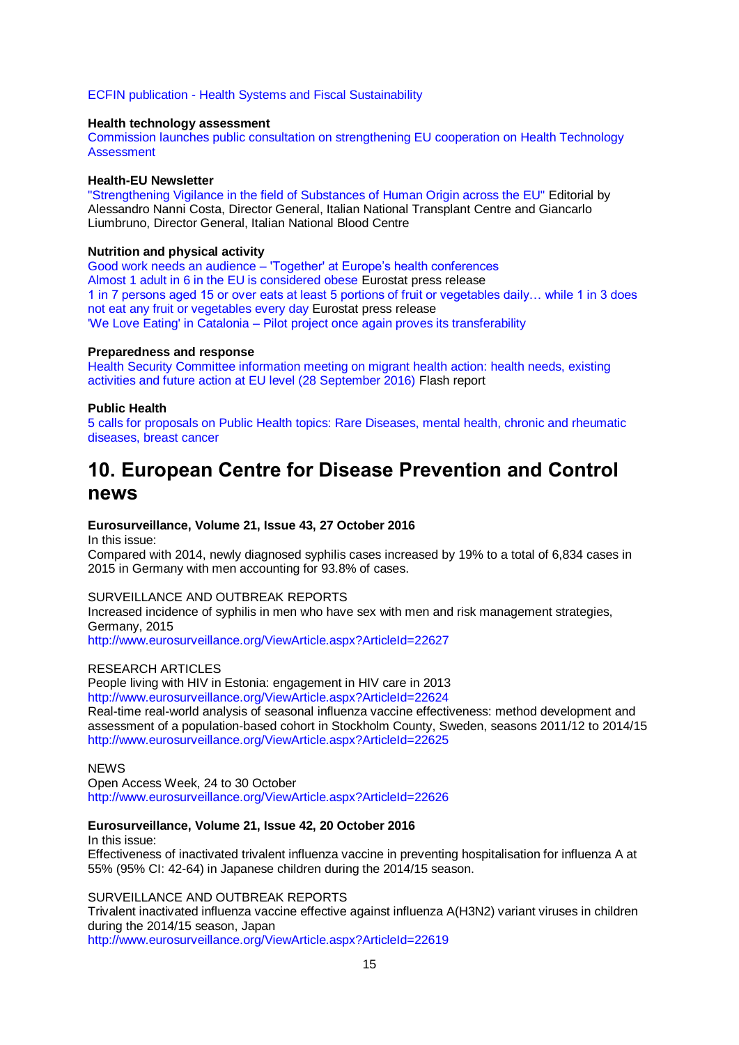ECFIN publication - Health Systems and Fiscal Sustainability

**Health technology assessment**
Commission launches public consultation on strengthening EU cooperation on Health Technology Assessment

**Health-EU Newsletter**
"Strengthening Vigilance in the field of Substances of Human Origin across the EU" Editorial by Alessandro Nanni Costa, Director General, Italian National Transplant Centre and Giancarlo Liumbruno, Director General, Italian National Blood Centre

**Nutrition and physical activity**
Good work needs an audience – 'Together' at Europe's health conferences
Almost 1 adult in 6 in the EU is considered obese Eurostat press release
1 in 7 persons aged 15 or over eats at least 5 portions of fruit or vegetables daily… while 1 in 3 does not eat any fruit or vegetables every day Eurostat press release
'We Love Eating' in Catalonia – Pilot project once again proves its transferability

**Preparedness and response**
Health Security Committee information meeting on migrant health action: health needs, existing activities and future action at EU level (28 September 2016) Flash report

**Public Health**
5 calls for proposals on Public Health topics: Rare Diseases, mental health, chronic and rheumatic diseases, breast cancer

# 10. European Centre for Disease Prevention and Control news

**Eurosurveillance, Volume 21, Issue 43, 27 October 2016**
In this issue:
Compared with 2014, newly diagnosed syphilis cases increased by 19% to a total of 6,834 cases in 2015 in Germany with men accounting for 93.8% of cases.

SURVEILLANCE AND OUTBREAK REPORTS
Increased incidence of syphilis in men who have sex with men and risk management strategies, Germany, 2015
http://www.eurosurveillance.org/ViewArticle.aspx?ArticleId=22627

RESEARCH ARTICLES
People living with HIV in Estonia: engagement in HIV care in 2013
http://www.eurosurveillance.org/ViewArticle.aspx?ArticleId=22624
Real-time real-world analysis of seasonal influenza vaccine effectiveness: method development and assessment of a population-based cohort in Stockholm County, Sweden, seasons 2011/12 to 2014/15
http://www.eurosurveillance.org/ViewArticle.aspx?ArticleId=22625

NEWS
Open Access Week, 24 to 30 October
http://www.eurosurveillance.org/ViewArticle.aspx?ArticleId=22626

**Eurosurveillance, Volume 21, Issue 42, 20 October 2016**
In this issue:
Effectiveness of inactivated trivalent influenza vaccine in preventing hospitalisation for influenza A at 55% (95% CI: 42-64) in Japanese children during the 2014/15 season.

SURVEILLANCE AND OUTBREAK REPORTS
Trivalent inactivated influenza vaccine effective against influenza A(H3N2) variant viruses in children during the 2014/15 season, Japan
http://www.eurosurveillance.org/ViewArticle.aspx?ArticleId=22619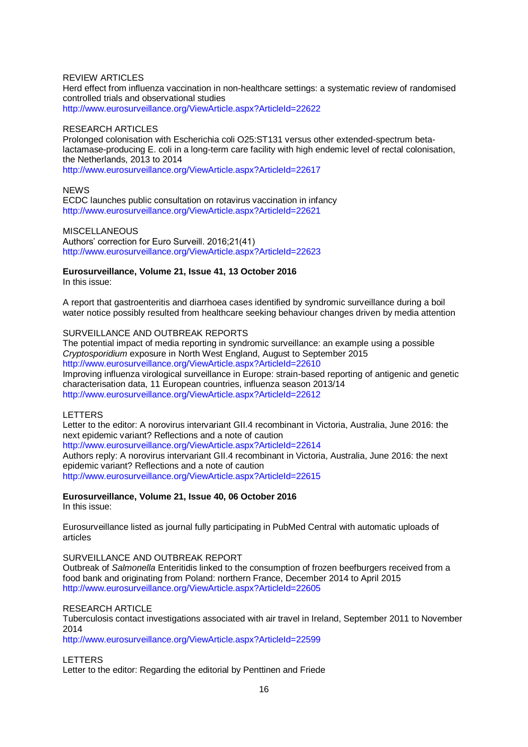REVIEW ARTICLES

Herd effect from influenza vaccination in non-healthcare settings: a systematic review of randomised controlled trials and observational studies

http://www.eurosurveillance.org/ViewArticle.aspx?ArticleId=22622

RESEARCH ARTICLES

Prolonged colonisation with Escherichia coli O25:ST131 versus other extended-spectrum beta-lactamase-producing E. coli in a long-term care facility with high endemic level of rectal colonisation, the Netherlands, 2013 to 2014

http://www.eurosurveillance.org/ViewArticle.aspx?ArticleId=22617

NEWS

ECDC launches public consultation on rotavirus vaccination in infancy

http://www.eurosurveillance.org/ViewArticle.aspx?ArticleId=22621

MISCELLANEOUS

Authors' correction for Euro Surveill. 2016;21(41)

http://www.eurosurveillance.org/ViewArticle.aspx?ArticleId=22623

**Eurosurveillance, Volume 21, Issue 41, 13 October 2016**

In this issue:

A report that gastroenteritis and diarrhoea cases identified by syndromic surveillance during a boil water notice possibly resulted from healthcare seeking behaviour changes driven by media attention

SURVEILLANCE AND OUTBREAK REPORTS

The potential impact of media reporting in syndromic surveillance: an example using a possible *Cryptosporidium* exposure in North West England, August to September 2015

http://www.eurosurveillance.org/ViewArticle.aspx?ArticleId=22610

Improving influenza virological surveillance in Europe: strain-based reporting of antigenic and genetic characterisation data, 11 European countries, influenza season 2013/14

http://www.eurosurveillance.org/ViewArticle.aspx?ArticleId=22612

LETTERS

Letter to the editor: A norovirus intervariant GII.4 recombinant in Victoria, Australia, June 2016: the next epidemic variant? Reflections and a note of caution

http://www.eurosurveillance.org/ViewArticle.aspx?ArticleId=22614

Authors reply: A norovirus intervariant GII.4 recombinant in Victoria, Australia, June 2016: the next epidemic variant? Reflections and a note of caution

http://www.eurosurveillance.org/ViewArticle.aspx?ArticleId=22615

**Eurosurveillance, Volume 21, Issue 40, 06 October 2016**

In this issue:

Eurosurveillance listed as journal fully participating in PubMed Central with automatic uploads of articles

SURVEILLANCE AND OUTBREAK REPORT

Outbreak of *Salmonella* Enteritidis linked to the consumption of frozen beefburgers received from a food bank and originating from Poland: northern France, December 2014 to April 2015

http://www.eurosurveillance.org/ViewArticle.aspx?ArticleId=22605

RESEARCH ARTICLE

Tuberculosis contact investigations associated with air travel in Ireland, September 2011 to November 2014

http://www.eurosurveillance.org/ViewArticle.aspx?ArticleId=22599

LETTERS

Letter to the editor: Regarding the editorial by Penttinen and Friede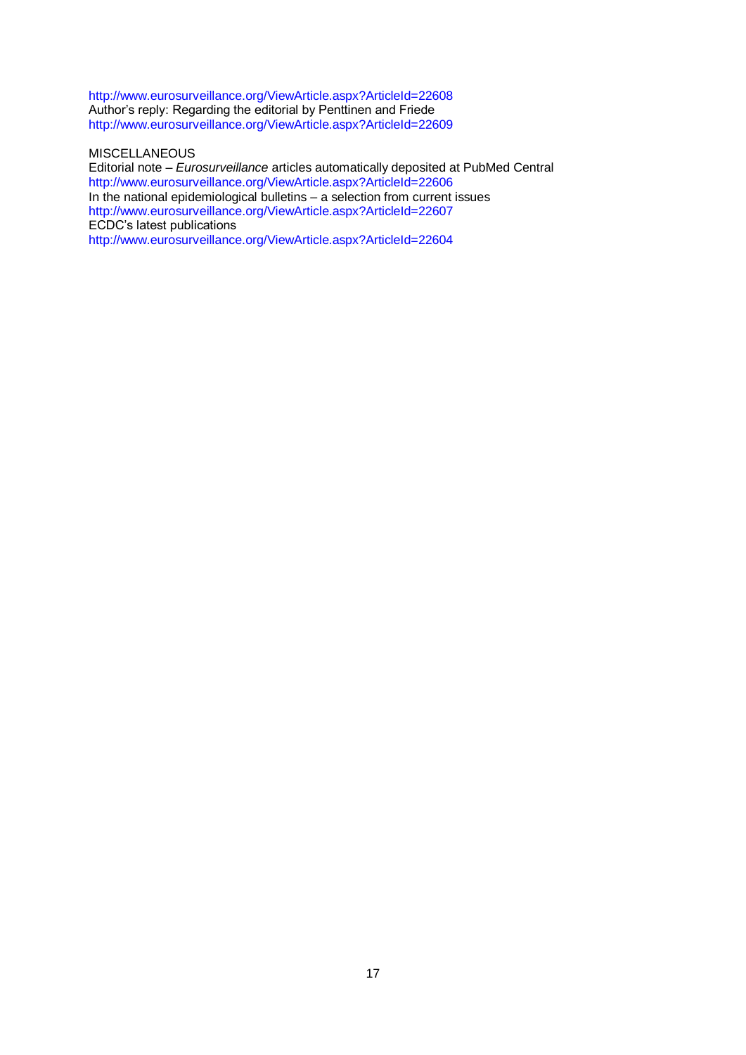http://www.eurosurveillance.org/ViewArticle.aspx?ArticleId=22608
Author's reply: Regarding the editorial by Penttinen and Friede
http://www.eurosurveillance.org/ViewArticle.aspx?ArticleId=22609

MISCELLANEOUS
Editorial note – *Eurosurveillance* articles automatically deposited at PubMed Central
http://www.eurosurveillance.org/ViewArticle.aspx?ArticleId=22606
In the national epidemiological bulletins – a selection from current issues
http://www.eurosurveillance.org/ViewArticle.aspx?ArticleId=22607
ECDC's latest publications
http://www.eurosurveillance.org/ViewArticle.aspx?ArticleId=22604